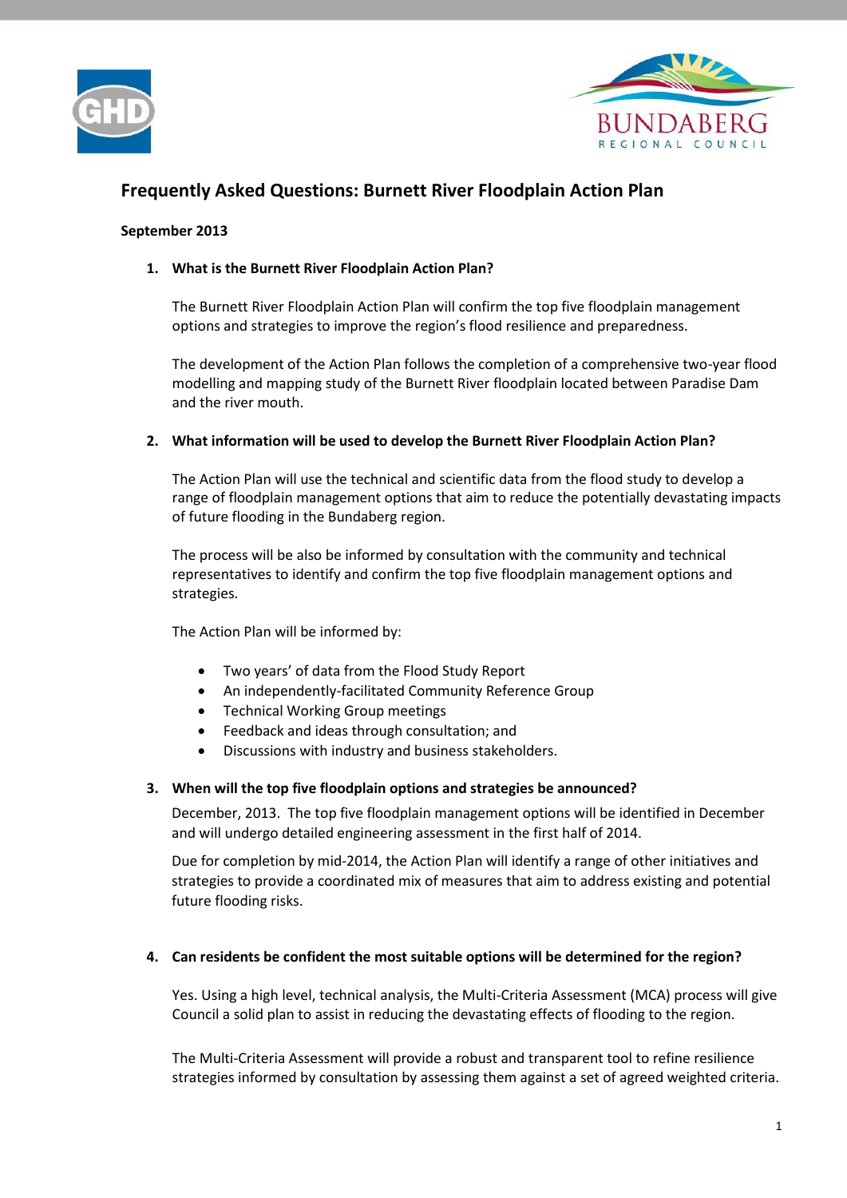# Frequently Asked Questions: Burnett River Floodplain Action Plan

**September 2013**

1. **What is the Burnett River Floodplain Action Plan?**

   The Burnett River Floodplain Action Plan will confirm the top five floodplain management options and strategies to improve the region's flood resilience and preparedness.

   The development of the Action Plan follows the completion of a comprehensive two-year flood modelling and mapping study of the Burnett River floodplain located between Paradise Dam and the river mouth.

2. **What information will be used to develop the Burnett River Floodplain Action Plan?**

   The Action Plan will use the technical and scientific data from the flood study to develop a range of floodplain management options that aim to reduce the potentially devastating impacts of future flooding in the Bundaberg region.

   The process will be also be informed by consultation with the community and technical representatives to identify and confirm the top five floodplain management options and strategies.

   The Action Plan will be informed by:

   - Two years' of data from the Flood Study Report
   - An independently-facilitated Community Reference Group
   - Technical Working Group meetings
   - Feedback and ideas through consultation; and
   - Discussions with industry and business stakeholders.

3. **When will the top five floodplain options and strategies be announced?**

   December, 2013. The top five floodplain management options will be identified in December and will undergo detailed engineering assessment in the first half of 2014.

   Due for completion by mid-2014, the Action Plan will identify a range of other initiatives and strategies to provide a coordinated mix of measures that aim to address existing and potential future flooding risks.

4. **Can residents be confident the most suitable options will be determined for the region?**

   Yes. Using a high level, technical analysis, the Multi-Criteria Assessment (MCA) process will give Council a solid plan to assist in reducing the devastating effects of flooding to the region.

   The Multi-Criteria Assessment will provide a robust and transparent tool to refine resilience strategies informed by consultation by assessing them against a set of agreed weighted criteria.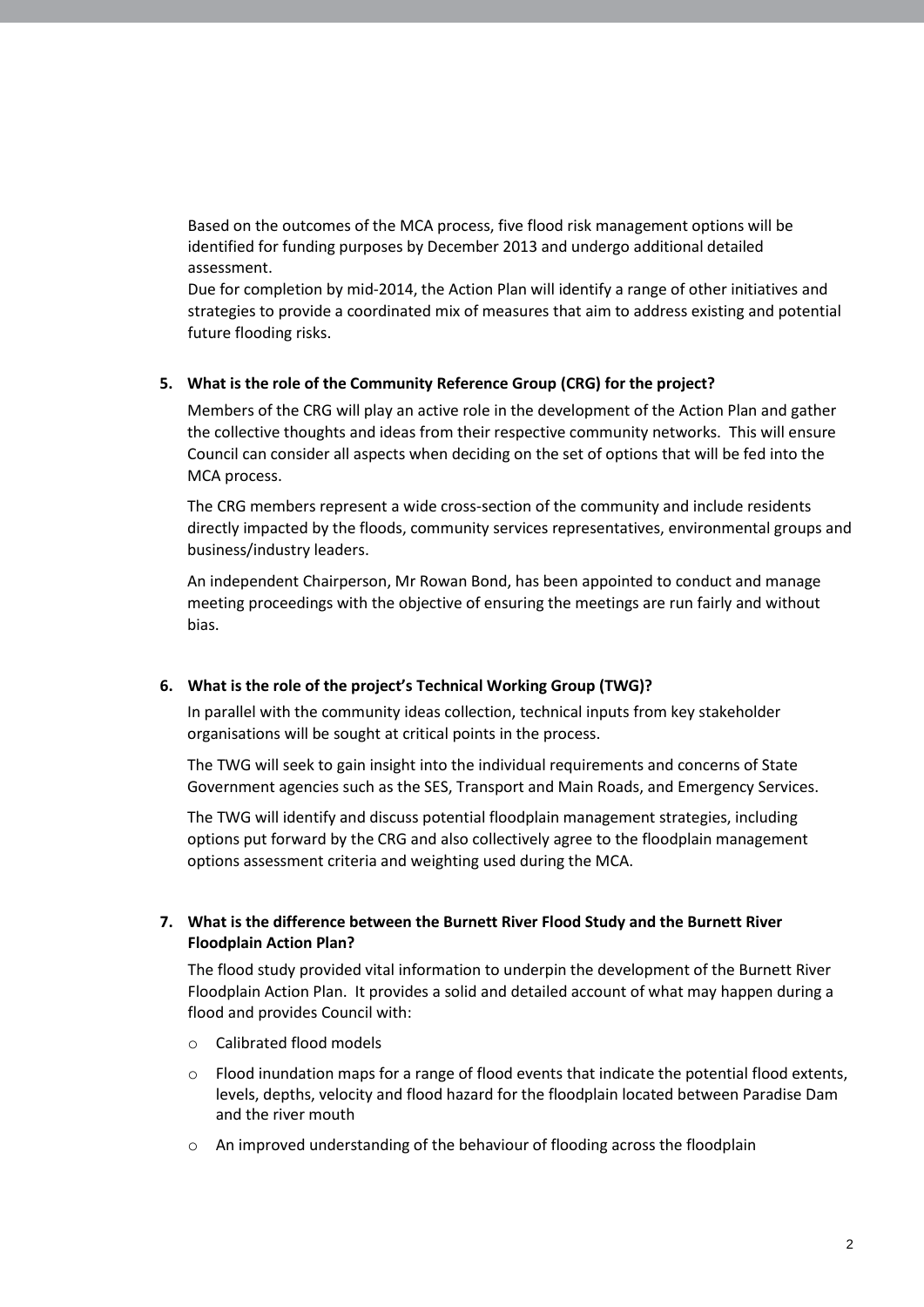Based on the outcomes of the MCA process, five flood risk management options will be identified for funding purposes by December 2013 and undergo additional detailed assessment.

Due for completion by mid-2014, the Action Plan will identify a range of other initiatives and strategies to provide a coordinated mix of measures that aim to address existing and potential future flooding risks.

**5. What is the role of the Community Reference Group (CRG) for the project?**

Members of the CRG will play an active role in the development of the Action Plan and gather the collective thoughts and ideas from their respective community networks. This will ensure Council can consider all aspects when deciding on the set of options that will be fed into the MCA process.

The CRG members represent a wide cross-section of the community and include residents directly impacted by the floods, community services representatives, environmental groups and business/industry leaders.

An independent Chairperson, Mr Rowan Bond, has been appointed to conduct and manage meeting proceedings with the objective of ensuring the meetings are run fairly and without bias.

**6. What is the role of the project's Technical Working Group (TWG)?**

In parallel with the community ideas collection, technical inputs from key stakeholder organisations will be sought at critical points in the process.

The TWG will seek to gain insight into the individual requirements and concerns of State Government agencies such as the SES, Transport and Main Roads, and Emergency Services.

The TWG will identify and discuss potential floodplain management strategies, including options put forward by the CRG and also collectively agree to the floodplain management options assessment criteria and weighting used during the MCA.

**7. What is the difference between the Burnett River Flood Study and the Burnett River Floodplain Action Plan?**

The flood study provided vital information to underpin the development of the Burnett River Floodplain Action Plan. It provides a solid and detailed account of what may happen during a flood and provides Council with:

- Calibrated flood models
- Flood inundation maps for a range of flood events that indicate the potential flood extents, levels, depths, velocity and flood hazard for the floodplain located between Paradise Dam and the river mouth
- An improved understanding of the behaviour of flooding across the floodplain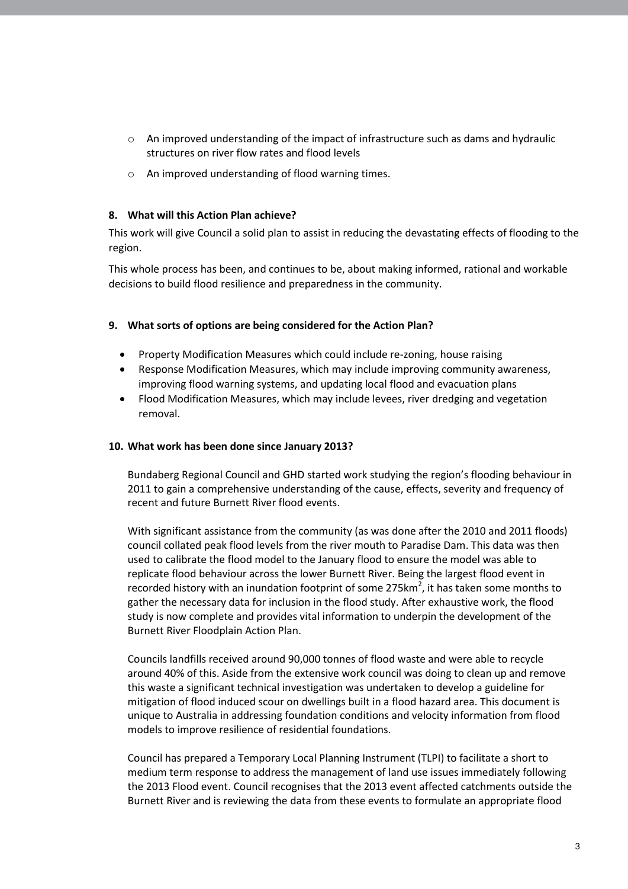- An improved understanding of the impact of infrastructure such as dams and hydraulic structures on river flow rates and flood levels
- An improved understanding of flood warning times.

**8. What will this Action Plan achieve?**

This work will give Council a solid plan to assist in reducing the devastating effects of flooding to the region.

This whole process has been, and continues to be, about making informed, rational and workable decisions to build flood resilience and preparedness in the community.

**9. What sorts of options are being considered for the Action Plan?**

- Property Modification Measures which could include re-zoning, house raising
- Response Modification Measures, which may include improving community awareness, improving flood warning systems, and updating local flood and evacuation plans
- Flood Modification Measures, which may include levees, river dredging and vegetation removal.

**10. What work has been done since January 2013?**

Bundaberg Regional Council and GHD started work studying the region's flooding behaviour in 2011 to gain a comprehensive understanding of the cause, effects, severity and frequency of recent and future Burnett River flood events.

With significant assistance from the community (as was done after the 2010 and 2011 floods) council collated peak flood levels from the river mouth to Paradise Dam. This data was then used to calibrate the flood model to the January flood to ensure the model was able to replicate flood behaviour across the lower Burnett River. Being the largest flood event in recorded history with an inundation footprint of some 275km$^2$, it has taken some months to gather the necessary data for inclusion in the flood study. After exhaustive work, the flood study is now complete and provides vital information to underpin the development of the Burnett River Floodplain Action Plan.

Councils landfills received around 90,000 tonnes of flood waste and were able to recycle around 40% of this. Aside from the extensive work council was doing to clean up and remove this waste a significant technical investigation was undertaken to develop a guideline for mitigation of flood induced scour on dwellings built in a flood hazard area. This document is unique to Australia in addressing foundation conditions and velocity information from flood models to improve resilience of residential foundations.

Council has prepared a Temporary Local Planning Instrument (TLPI) to facilitate a short to medium term response to address the management of land use issues immediately following the 2013 Flood event. Council recognises that the 2013 event affected catchments outside the Burnett River and is reviewing the data from these events to formulate an appropriate flood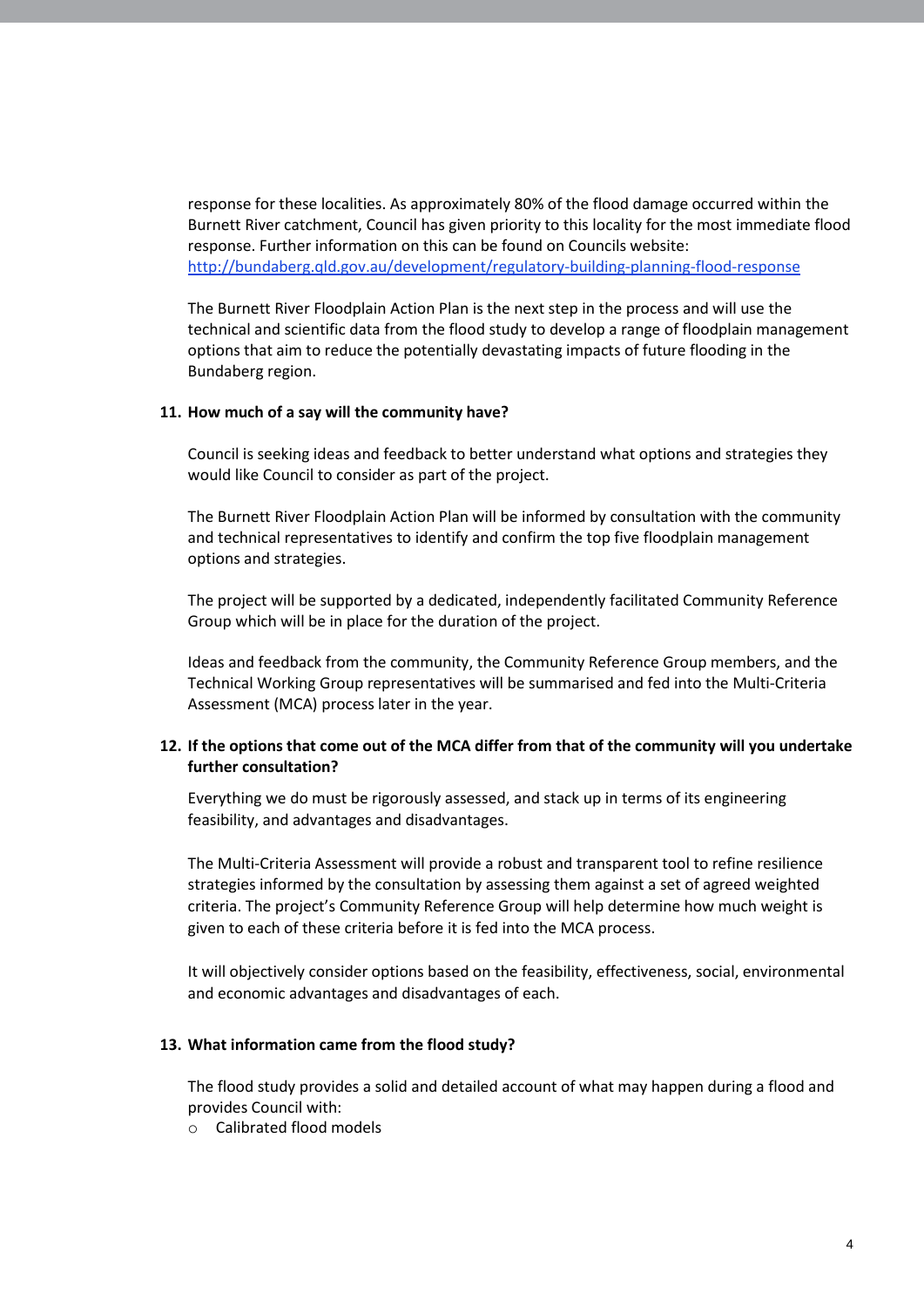response for these localities. As approximately 80% of the flood damage occurred within the Burnett River catchment, Council has given priority to this locality for the most immediate flood response. Further information on this can be found on Councils website: [http://bundaberg.qld.gov.au/development/regulatory-building-planning-flood-response](http://bundaberg.qld.gov.au/development/regulatory-building-planning-flood-response)

The Burnett River Floodplain Action Plan is the next step in the process and will use the technical and scientific data from the flood study to develop a range of floodplain management options that aim to reduce the potentially devastating impacts of future flooding in the Bundaberg region.

**11. How much of a say will the community have?**

Council is seeking ideas and feedback to better understand what options and strategies they would like Council to consider as part of the project.

The Burnett River Floodplain Action Plan will be informed by consultation with the community and technical representatives to identify and confirm the top five floodplain management options and strategies.

The project will be supported by a dedicated, independently facilitated Community Reference Group which will be in place for the duration of the project.

Ideas and feedback from the community, the Community Reference Group members, and the Technical Working Group representatives will be summarised and fed into the Multi-Criteria Assessment (MCA) process later in the year.

**12. If the options that come out of the MCA differ from that of the community will you undertake further consultation?**

Everything we do must be rigorously assessed, and stack up in terms of its engineering feasibility, and advantages and disadvantages.

The Multi-Criteria Assessment will provide a robust and transparent tool to refine resilience strategies informed by the consultation by assessing them against a set of agreed weighted criteria. The project's Community Reference Group will help determine how much weight is given to each of these criteria before it is fed into the MCA process.

It will objectively consider options based on the feasibility, effectiveness, social, environmental and economic advantages and disadvantages of each.

**13. What information came from the flood study?**

The flood study provides a solid and detailed account of what may happen during a flood and provides Council with:

- Calibrated flood models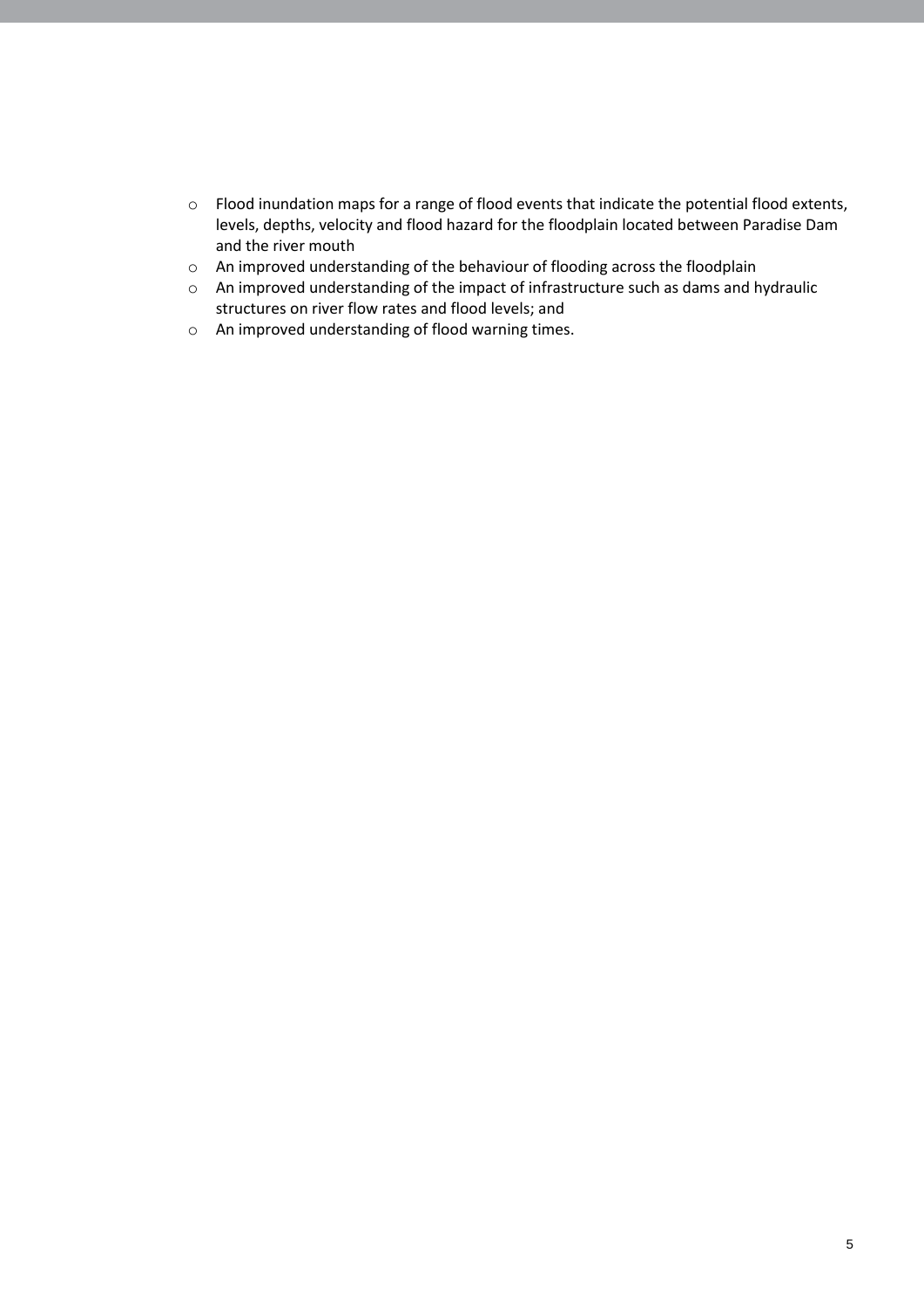- Flood inundation maps for a range of flood events that indicate the potential flood extents, levels, depths, velocity and flood hazard for the floodplain located between Paradise Dam and the river mouth
- An improved understanding of the behaviour of flooding across the floodplain
- An improved understanding of the impact of infrastructure such as dams and hydraulic structures on river flow rates and flood levels; and
- An improved understanding of flood warning times.